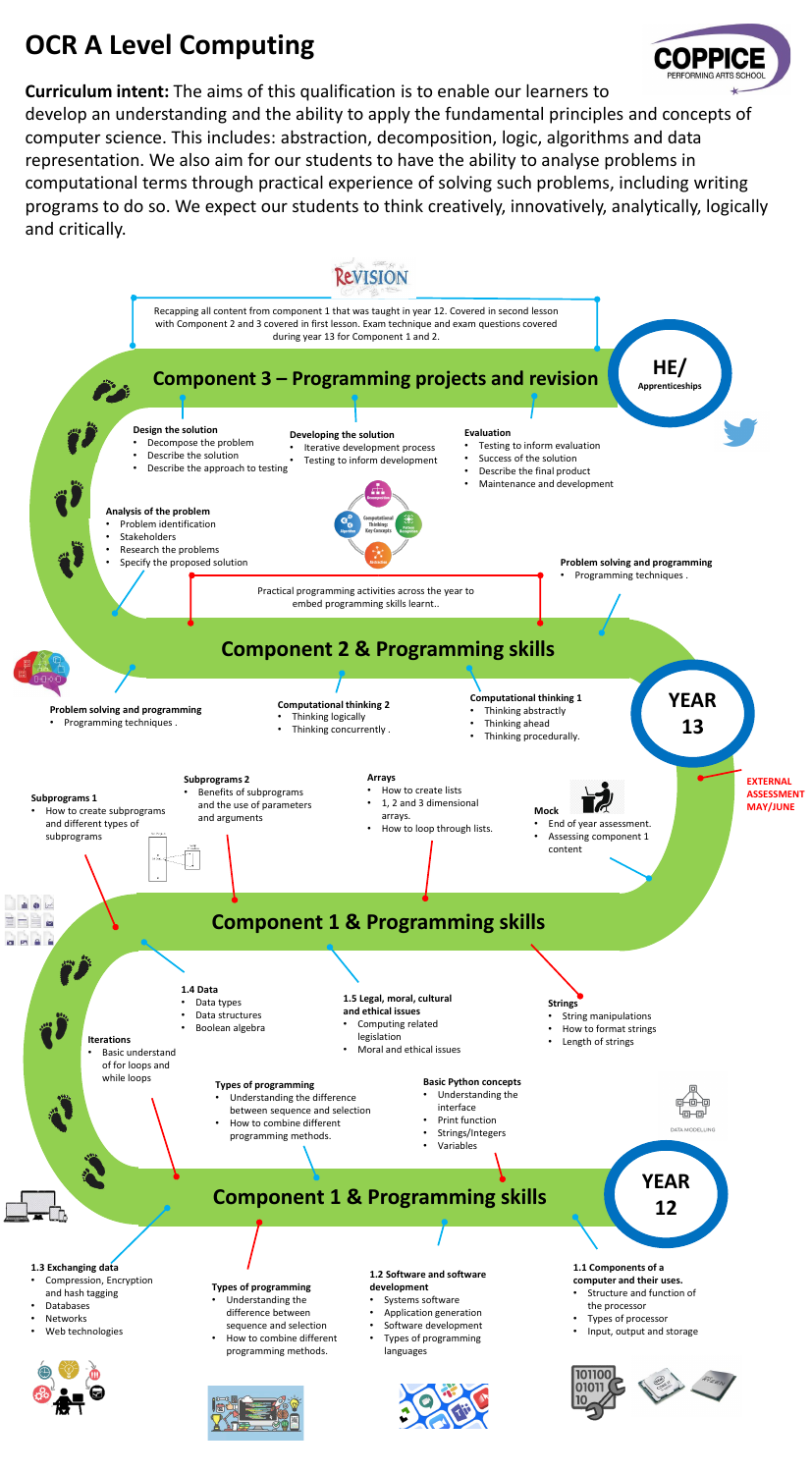# OCR A Level Computing

**Curriculum intent:** The aims of this qualification is to enable our learners to develop an understanding and the ability to apply the fundamental principles and concepts of computer science. This includes: abstraction, decomposition, logic, algorithms and data representation. We also aim for our students to have the ability to analyse problems in computational terms through practical experience of solving such problems, including writing programs to do so. We expect our students to think creatively, innovatively, analytically, logically and critically.

## Revision

Recapping all content from component 1 that was taught in year 12. Covered in second lesson with Component 2 and 3 covered in first lesson. Exam technique and exam questions covered during year 13 for Component 1 and 2.

**HE/ Apprenticeships**

## Component 3 – Programming projects and revision

**Design the solution**
- Decompose the problem
- Describe the solution
- Describe the approach to testing

**Developing the solution**
- Iterative development process
- Testing to inform development

**Evaluation**
- Testing to inform evaluation
- Success of the solution
- Describe the final product
- Maintenance and development

**Analysis of the problem**
- Problem identification
- Stakeholders
- Research the problems
- Specify the proposed solution

**Problem solving and programming**
- Programming techniques .

Practical programming activities across the year to embed programming skills learnt..

## Component 2 & Programming skills

**YEAR 13**

**Problem solving and programming**
- Programming techniques .

**Computational thinking 2**
- Thinking logically
- Thinking concurrently .

**Computational thinking 1**
- Thinking abstractly
- Thinking ahead
- Thinking procedurally.

**EXTERNAL ASSESSMENT MAY/JUNE**

**Subprograms 1**
- How to create subprograms and different types of subprograms

**Subprograms 2**
- Benefits of subprograms and the use of parameters and arguments

**Arrays**
- How to create lists
- 1, 2 and 3 dimensional arrays.
- How to loop through lists.

**Mock**
- End of year assessment.
- Assessing component 1 content

## Component 1 & Programming skills

**1.4 Data**
- Data types
- Data structures
- Boolean algebra

**1.5 Legal, moral, cultural and ethical issues**
- Computing related legislation
- Moral and ethical issues

**Strings**
- String manipulations
- How to format strings
- Length of strings

**Iterations**
- Basic understand of for loops and while loops

**Types of programming**
- Understanding the difference between sequence and selection
- How to combine different programming methods.

**Basic Python concepts**
- Understanding the interface
- Print function
- Strings/Integers
- Variables

## Component 1 & Programming skills

**YEAR 12**

**1.3 Exchanging data**
- Compression, Encryption and hash tagging
- Databases
- Networks
- Web technologies

**Types of programming**
- Understanding the difference between sequence and selection
- How to combine different programming methods.

**1.2 Software and software development**
- Systems software
- Application generation
- Software development
- Types of programming languages

**1.1 Components of a computer and their uses.**
- Structure and function of the processor
- Types of processor
- Input, output and storage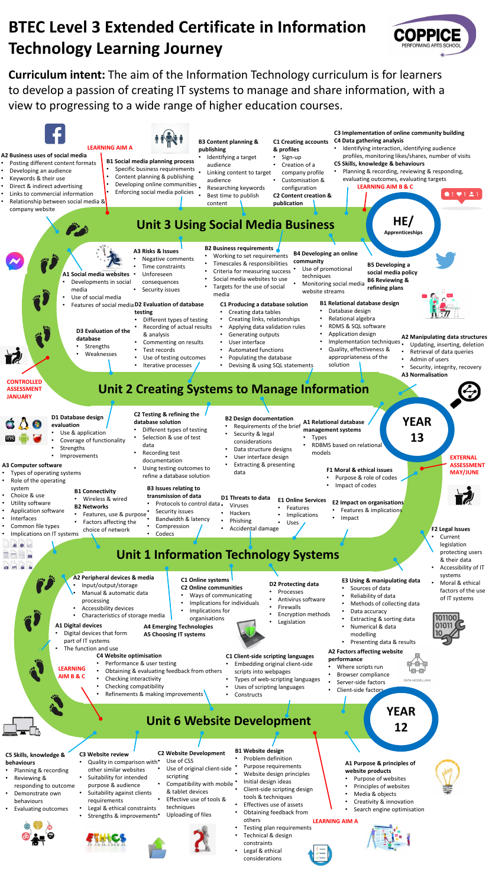# BTEC Level 3 Extended Certificate in Information Technology Learning Journey

COPPICE PERFORMING ARTS SCHOOL

**Curriculum intent:** The aim of the Information Technology curriculum is for learners to develop a passion of creating IT systems to manage and share information, with a view to progressing to a wide range of higher education courses.

HE/ Apprenticeships

## Unit 3 Using Social Media Business

LEARNING AIM A

**A2 Business uses of social media**
- Posting different content formats
- Developing an audience
- Keywords & their use
- Direct & indirect advertising
- Links to commercial information
- Relationship between social media & company website

**B1 Social media planning process**
- Specific business requirements
- Content planning & publishing
- Developing online communities
- Enforcing social media policies

**B3 Content planning & publishing**
- Identifying a target audience
- Linking content to target audience
- Researching keywords
- Best time to publish content

**C1 Creating accounts & profiles**
- Sign-up
- Creation of a company profile
- Customisation & configuration

**C2 Content creation & publication**

**C3 Implementation of online community building**

**C4 Data gathering analysis**
- Identifying interaction, identifying audience profiles, monitoring likes/shares, number of visits

**C5 Skills, knowledge & behaviours**
- Planning & recording, reviewing & responding, evaluating outcomes, evaluating targets

LEARNING AIM B & C

**A1 Social media websites**
- Developments in social media
- Use of social media
- Features of social media

**A3 Risks & Issues**
- Negative comments
- Time constraints
- Unforeseen consequences
- Security issues

**B2 Business requirements**
- Working to set requirements
- Timescales & responsibilities
- Criteria for measuring success
- Social media websites to use
- Targets for the use of social media

**B4 Developing an online community**
- Use of promotional techniques
- Monitoring social media website streams

**B5 Developing a social media policy**

**B6 Reviewing & refining plans**

## Unit 2 Creating Systems to Manage Information

CONTROLLED ASSESSMENT JANUARY

**D2 Evaluation of database testing**
- Different types of testing
- Recording of actual results & analysis
- Commenting on results
- Test records
- Use of testing outcomes
- Iterative processes

**D3 Evaluation of the database**
- Strengths
- Weaknesses

**C1 Producing a database solution**
- Creating data tables
- Creating links, relationships
- Applying data validation rules
- Generating outputs
- User interface
- Automated functions
- Populating the database
- Devising & using SQL statements

**B1 Relational database design**
- Database design
- Relational algebra
- RDMS & SQL software
- Application design
- Implementation techniques
- Quality, effectiveness & appropriateness of the solution

**A2 Manipulating data structures**
- Updating, inserting, deletion
- Retrieval of data queries
- Admin of users
- Security, integrity, recovery

**A3 Normalisation**

YEAR 13

EXTERNAL ASSESSMENT MAY/JUNE

**D1 Database design evaluation**
- Use & application
- Coverage of functionality
- Strengths
- Improvements

**C2 Testing & refining the database solution**
- Different types of testing
- Selection & use of test data
- Recording test documentation
- Using testing outcomes to refine a database solution

**B2 Design documentation**
- Requirements of the brief
- Security & legal considerations
- Data structure designs
- User interface design
- Extracting & presenting data

**A1 Relational database management systems**
- Types
- RDBMS based on relational models

## Unit 1 Information Technology Systems

**A3 Computer software**
- Types of operating systems
- Role of the operating system
- Choice & use
- Utility software
- Application software
- Interfaces
- Common file types
- Implications on IT systems

**B1 Connectivity**
- Wireless & wired

**B2 Networks**
- Features, use & purpose
- Factors affecting the choice of network

**B3 Issues relating to transmission of data**
- Protocols to control data
- Security issues
- Bandwidth & latency
- Compression
- Codecs

**D1 Threats to data**
- Viruses
- Hackers
- Phishing
- Accidental damage

**E1 Online Services**
- Features
- Implications
- Uses

**F1 Moral & ethical issues**
- Purpose & role of codes
- Impact of codes

**E2 Impact on organisations**
- Features & implications
- Impact

**F2 Legal Issues**
- Current legislation protecting users & their data
- Accessibility of IT systems
- Moral & ethical factors of the use of IT systems

**A2 Peripheral devices & media**
- Input/output/storage
- Manual & automatic data processing
- Accessibility devices
- Characteristics of storage media

**A1 Digital devices**
- Digital devices that form part of IT systems
- The function and use

**A4 Emerging Technologies**

**A5 Choosing IT systems**

**C1 Online systems**

**C2 Online communities**
- Ways of communicating
- Implications for individuals
- Implications for organisations

**D2 Protecting data**
- Processes
- Antivirus software
- Firewalls
- Encryption methods
- Legislation

**E3 Using & manipulating data**
- Sources of data
- Reliability of data
- Methods of collecting data
- Data accuracy
- Extracting & sorting data
- Numerical & data modelling
- Presenting data & results

YEAR 12

## Unit 6 Website Development

LEARNING AIM B & C

**C4 Website optimisation**
- Performance & user testing
- Obtaining & evaluating feedback from others
- Checking interactivity
- Checking compatibility
- Refinements & making improvements

**C1 Client-side scripting languages**
- Embedding original client-side scripts into webpages
- Types of web-scripting languages
- Uses of scripting languages
- Constructs

**A2 Factors affecting website performance**
- Where scripts run
- Browser compliance
- Server-side factors
- Client-side factors

**C5 Skills, knowledge & behaviours**
- Planning & recording
- Reviewing & responding to outcome
- Demonstrate own behaviours
- Evaluating outcomes

**C3 Website review**
- Quality in comparison with other similar websites
- Suitability for intended purpose & audience
- Suitability against clients requirements
- Legal & ethical constraints
- Strengths & improvements

**C2 Website Development**
- Use of CSS
- Use of original client-side scripting
- Compatibility with mobile & tablet devices
- Effective use of tools & techniques
- Uploading of files

**B1 Website design**
- Problem definition
- Purpose requirements
- Website design principles
- Initial design ideas
- Client-side scripting design tools & techniques
- Effectives use of assets
- Obtaining feedback from others
- Testing plan requirements
- Technical & design constraints
- Legal & ethical considerations

**A1 Purpose & principles of website products**
- Purpose of websites
- Principles of websites
- Media & objects
- Creativity & innovation
- Search engine optimisation

LEARNING AIM A